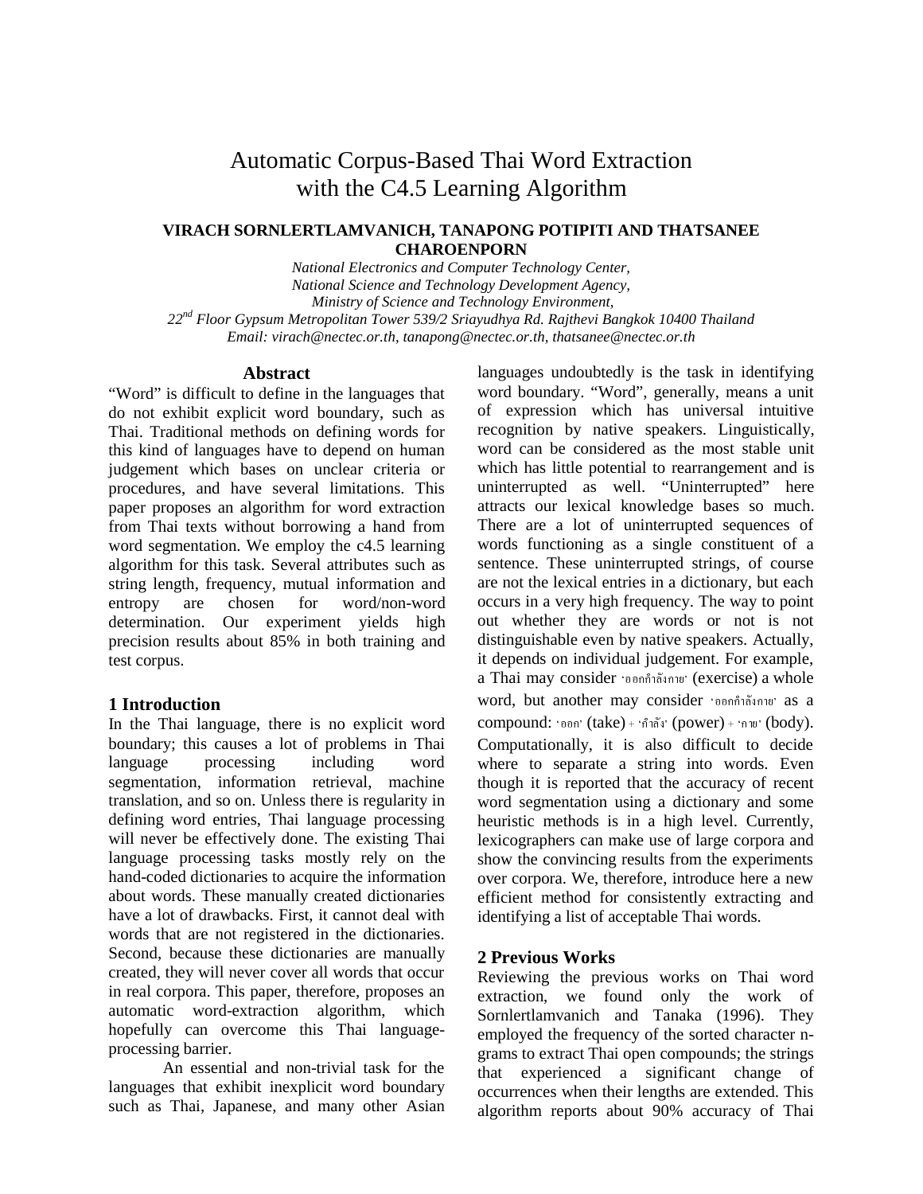# Automatic Corpus-Based Thai Word Extraction with the C4.5 Learning Algorithm

**VIRACH SORNLERTLAMVANICH, TANAPONG POTIPITI AND THATSANEE CHAROENPORN**

*National Electronics and Computer Technology Center,*
*National Science and Technology Development Agency,*
*Ministry of Science and Technology Environment,*
*22nd Floor Gypsum Metropolitan Tower 539/2 Sriayudhya Rd. Rajthevi Bangkok 10400 Thailand*
*Email: virach@nectec.or.th, tanapong@nectec.or.th, thatsanee@nectec.or.th*

## Abstract

"Word" is difficult to define in the languages that do not exhibit explicit word boundary, such as Thai. Traditional methods on defining words for this kind of languages have to depend on human judgement which bases on unclear criteria or procedures, and have several limitations. This paper proposes an algorithm for word extraction from Thai texts without borrowing a hand from word segmentation. We employ the c4.5 learning algorithm for this task. Several attributes such as string length, frequency, mutual information and entropy are chosen for word/non-word determination. Our experiment yields high precision results about 85% in both training and test corpus.

## 1 Introduction

In the Thai language, there is no explicit word boundary; this causes a lot of problems in Thai language processing including word segmentation, information retrieval, machine translation, and so on. Unless there is regularity in defining word entries, Thai language processing will never be effectively done. The existing Thai language processing tasks mostly rely on the hand-coded dictionaries to acquire the information about words. These manually created dictionaries have a lot of drawbacks. First, it cannot deal with words that are not registered in the dictionaries. Second, because these dictionaries are manually created, they will never cover all words that occur in real corpora. This paper, therefore, proposes an automatic word-extraction algorithm, which hopefully can overcome this Thai language-processing barrier.

An essential and non-trivial task for the languages that exhibit inexplicit word boundary such as Thai, Japanese, and many other Asian languages undoubtedly is the task in identifying word boundary. "Word", generally, means a unit of expression which has universal intuitive recognition by native speakers. Linguistically, word can be considered as the most stable unit which has little potential to rearrangement and is uninterrupted as well. "Uninterrupted" here attracts our lexical knowledge bases so much. There are a lot of uninterrupted sequences of words functioning as a single constituent of a sentence. These uninterrupted strings, of course are not the lexical entries in a dictionary, but each occurs in a very high frequency. The way to point out whether they are words or not is not distinguishable even by native speakers. Actually, it depends on individual judgement. For example, a Thai may consider 'ออกกำลังกาย' (exercise) a whole word, but another may consider 'ออกกำลังกาย' as a compound: 'ออก' (take) + 'กำลัง' (power) + 'กาย' (body). Computationally, it is also difficult to decide where to separate a string into words. Even though it is reported that the accuracy of recent word segmentation using a dictionary and some heuristic methods is in a high level. Currently, lexicographers can make use of large corpora and show the convincing results from the experiments over corpora. We, therefore, introduce here a new efficient method for consistently extracting and identifying a list of acceptable Thai words.

## 2 Previous Works

Reviewing the previous works on Thai word extraction, we found only the work of Sornlertlamvanich and Tanaka (1996). They employed the frequency of the sorted character n-grams to extract Thai open compounds; the strings that experienced a significant change of occurrences when their lengths are extended. This algorithm reports about 90% accuracy of Thai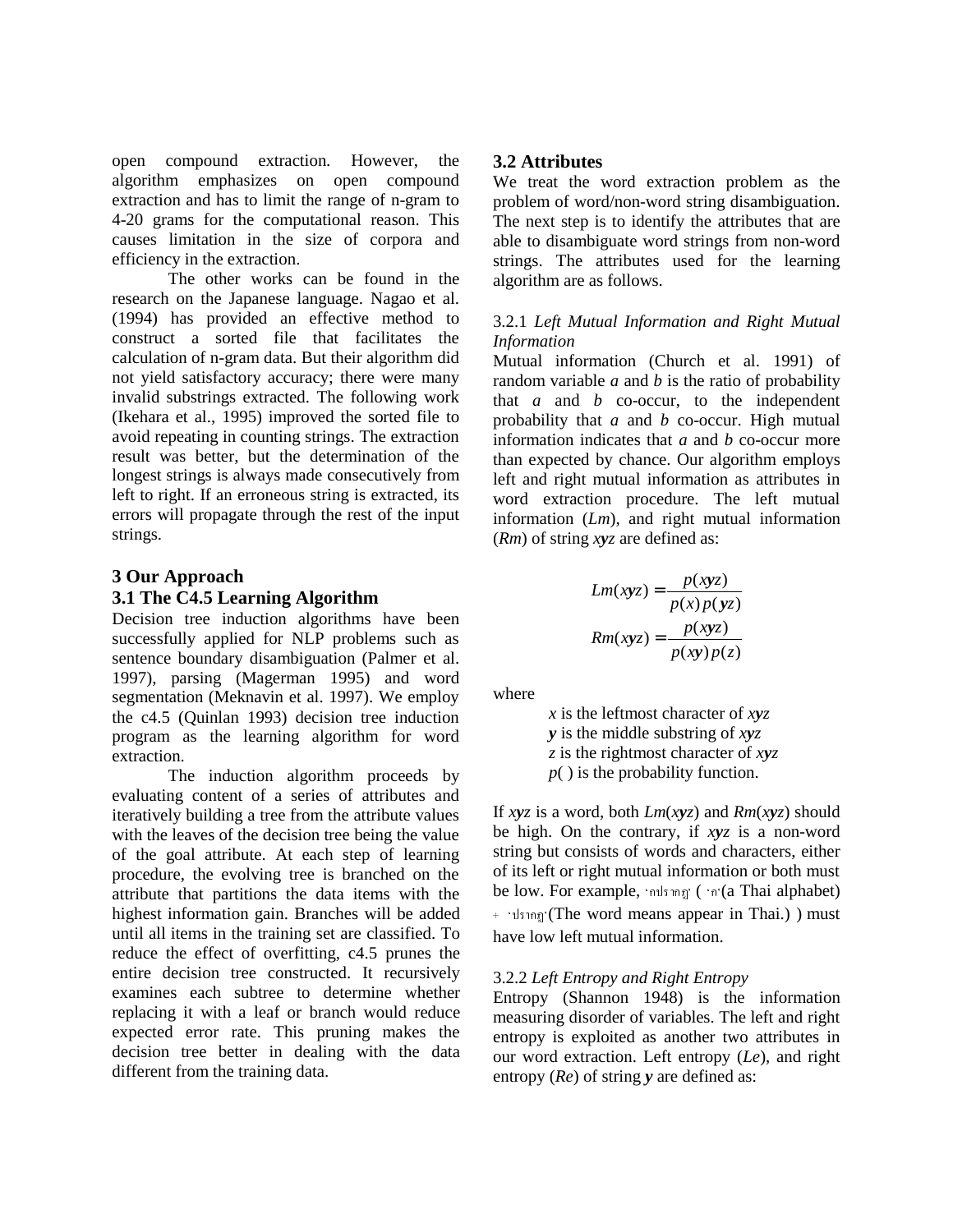open compound extraction. However, the algorithm emphasizes on open compound extraction and has to limit the range of n-gram to 4-20 grams for the computational reason. This causes limitation in the size of corpora and efficiency in the extraction.

The other works can be found in the research on the Japanese language. Nagao et al. (1994) has provided an effective method to construct a sorted file that facilitates the calculation of n-gram data. But their algorithm did not yield satisfactory accuracy; there were many invalid substrings extracted. The following work (Ikehara et al., 1995) improved the sorted file to avoid repeating in counting strings. The extraction result was better, but the determination of the longest strings is always made consecutively from left to right. If an erroneous string is extracted, its errors will propagate through the rest of the input strings.

## 3 Our Approach

### 3.1 The C4.5 Learning Algorithm

Decision tree induction algorithms have been successfully applied for NLP problems such as sentence boundary disambiguation (Palmer et al. 1997), parsing (Magerman 1995) and word segmentation (Meknavin et al. 1997). We employ the c4.5 (Quinlan 1993) decision tree induction program as the learning algorithm for word extraction.

The induction algorithm proceeds by evaluating content of a series of attributes and iteratively building a tree from the attribute values with the leaves of the decision tree being the value of the goal attribute. At each step of learning procedure, the evolving tree is branched on the attribute that partitions the data items with the highest information gain. Branches will be added until all items in the training set are classified. To reduce the effect of overfitting, c4.5 prunes the entire decision tree constructed. It recursively examines each subtree to determine whether replacing it with a leaf or branch would reduce expected error rate. This pruning makes the decision tree better in dealing with the data different from the training data.

### 3.2 Attributes

We treat the word extraction problem as the problem of word/non-word string disambiguation. The next step is to identify the attributes that are able to disambiguate word strings from non-word strings. The attributes used for the learning algorithm are as follows.

3.2.1 *Left Mutual Information and Right Mutual Information*

Mutual information (Church et al. 1991) of random variable $a$ and $b$ is the ratio of probability that $a$ and $b$ co-occur, to the independent probability that $a$ and $b$ co-occur. High mutual information indicates that $a$ and $b$ co-occur more than expected by chance. Our algorithm employs left and right mutual information as attributes in word extraction procedure. The left mutual information ($Lm$), and right mutual information ($Rm$) of string $x\boldsymbol{y}z$ are defined as:

$$Lm(x\boldsymbol{y}z) = \frac{p(x\boldsymbol{y}z)}{p(x)\,p(\boldsymbol{y}z)}$$

$$Rm(x\boldsymbol{y}z) = \frac{p(x\boldsymbol{y}z)}{p(x\boldsymbol{y})\,p(z)}$$

where

$x$ is the leftmost character of $x\boldsymbol{y}z$
$\boldsymbol{y}$ is the middle substring of $x\boldsymbol{y}z$
$z$ is the rightmost character of $x\boldsymbol{y}z$
$p(\,)$ is the probability function.

If $x\boldsymbol{y}z$ is a word, both $Lm(x\boldsymbol{y}z)$ and $Rm(x\boldsymbol{y}z)$ should be high. On the contrary, if $x\boldsymbol{y}z$ is a non-word string but consists of words and characters, either of its left or right mutual information or both must be low. For example, 'กปรากฏ' ( 'ก'(a Thai alphabet) + 'ปรากฏ'(The word means appear in Thai.) ) must have low left mutual information.

3.2.2 *Left Entropy and Right Entropy*

Entropy (Shannon 1948) is the information measuring disorder of variables. The left and right entropy is exploited as another two attributes in our word extraction. Left entropy ($Le$), and right entropy ($Re$) of string $\boldsymbol{y}$ are defined as: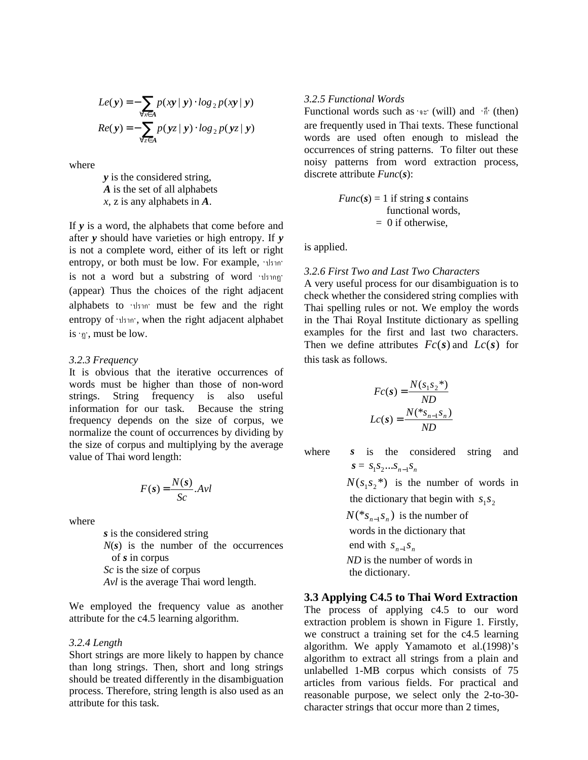$$Le(\boldsymbol{y}) = -\sum_{\forall x \in \boldsymbol{A}} p(x\boldsymbol{y} \mid \boldsymbol{y}) \cdot log_2\, p(x\boldsymbol{y} \mid \boldsymbol{y})$$

$$Re(\boldsymbol{y}) = -\sum_{\forall z \in \boldsymbol{A}} p(\boldsymbol{y}z \mid \boldsymbol{y}) \cdot log_2\, p(\boldsymbol{y}z \mid \boldsymbol{y})$$

where

- ***y*** is the considered string,
- ***A*** is the set of all alphabets
- *x*, z is any alphabets in ***A***.

If ***y*** is a word, the alphabets that come before and after ***y*** should have varieties or high entropy. If ***y*** is not a complete word, either of its left or right entropy, or both must be low. For example, 'ปราก' is not a word but a substring of word 'ปรากฏ' (appear). Thus the choices of the right adjacent alphabets to 'ปราก' must be few and the right entropy of 'ปราก', when the right adjacent alphabet is 'ฏ', must be low.

*3.2.3 Frequency*

It is obvious that the iterative occurrences of words must be higher than those of non-word strings. String frequency is also useful information for our task. Because the string frequency depends on the size of corpus, we normalize the count of occurrences by dividing by the size of corpus and multiplying by the average value of Thai word length:

$$F(\boldsymbol{s}) = \frac{N(\boldsymbol{s})}{Sc}.Avl$$

where

- ***s*** is the considered string
- *N*(***s***) is the number of the occurrences of ***s*** in corpus
- *Sc* is the size of corpus
- *Avl* is the average Thai word length.

We employed the frequency value as another attribute for the c4.5 learning algorithm.

*3.2.4 Length*

Short strings are more likely to happen by chance than long strings. Then, short and long strings should be treated differently in the disambiguation process. Therefore, string length is also used as an attribute for this task.

*3.2.5 Functional Words*

Functional words such as 'จะ' (will) and 'ก็' (then) are frequently used in Thai texts. These functional words are used often enough to mislead the occurrences of string patterns. To filter out these noisy patterns from word extraction process, discrete attribute *Func*(***s***):

*Func*(***s***) = 1 if string ***s*** contains functional words,
= 0 if otherwise,

is applied.

*3.2.6 First Two and Last Two Characters*

A very useful process for our disambiguation is to check whether the considered string complies with Thai spelling rules or not. We employ the words in the Thai Royal Institute dictionary as spelling examples for the first and last two characters. Then we define attributes $Fc(\boldsymbol{s})$ and $Lc(\boldsymbol{s})$ for this task as follows.

$$Fc(\boldsymbol{s}) = \frac{N(s_1 s_2 *)}{ND}$$

$$Lc(\boldsymbol{s}) = \frac{N(* s_{n-1} s_n)}{ND}$$

where

- ***s*** is the considered string and $\boldsymbol{s} = s_1 s_2 ... s_{n-1} s_n$
- $N(s_1 s_2 *)$ is the number of words in the dictionary that begin with $s_1 s_2$
- $N(* s_{n-1} s_n)$ is the number of words in the dictionary that end with $s_{n-1} s_n$
- *ND* is the number of words in the dictionary.

## 3.3 Applying C4.5 to Thai Word Extraction

The process of applying c4.5 to our word extraction problem is shown in Figure 1. Firstly, we construct a training set for the c4.5 learning algorithm. We apply Yamamoto et al.(1998)'s algorithm to extract all strings from a plain and unlabelled 1-MB corpus which consists of 75 articles from various fields. For practical and reasonable purpose, we select only the 2-to-30-character strings that occur more than 2 times,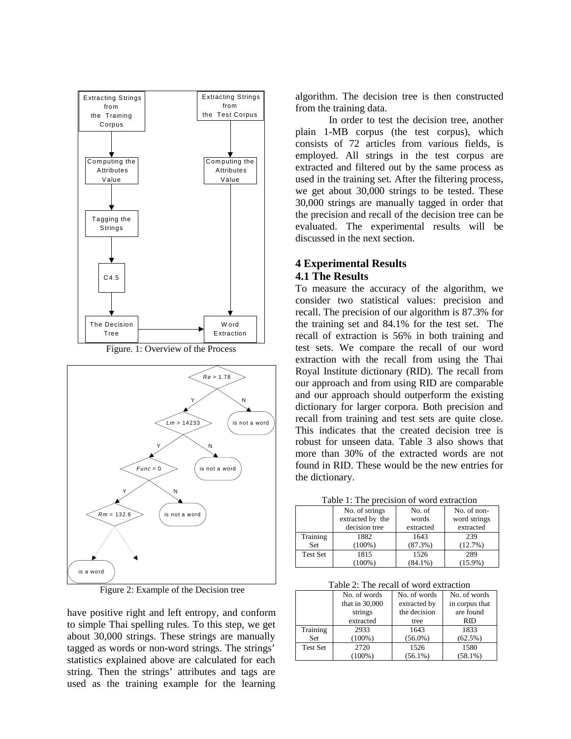Figure. 1: Overview of the Process

Figure 2: Example of the Decision tree

have positive right and left entropy, and conform to simple Thai spelling rules. To this step, we get about 30,000 strings. These strings are manually tagged as words or non-word strings. The strings' statistics explained above are calculated for each string. Then the strings' attributes and tags are used as the training example for the learning algorithm. The decision tree is then constructed from the training data.

In order to test the decision tree, another plain 1-MB corpus (the test corpus), which consists of 72 articles from various fields, is employed. All strings in the test corpus are extracted and filtered out by the same process as used in the training set. After the filtering process, we get about 30,000 strings to be tested. These 30,000 strings are manually tagged in order that the precision and recall of the decision tree can be evaluated. The experimental results will be discussed in the next section.

## 4 Experimental Results

### 4.1 The Results

To measure the accuracy of the algorithm, we consider two statistical values: precision and recall. The precision of our algorithm is 87.3% for the training set and 84.1% for the test set. The recall of extraction is 56% in both training and test sets. We compare the recall of our word extraction with the recall from using the Thai Royal Institute dictionary (RID). The recall from our approach and from using RID are comparable and our approach should outperform the existing dictionary for larger corpora. Both precision and recall from training and test sets are quite close. This indicates that the created decision tree is robust for unseen data. Table 3 also shows that more than 30% of the extracted words are not found in RID. These would be the new entries for the dictionary.

Table 1: The precision of word extraction

| | No. of strings extracted by the decision tree | No. of words extracted | No. of non-word strings extracted |
|---|---|---|---|
| Training Set | 1882 (100%) | 1643 (87.3%) | 239 (12.7%) |
| Test Set | 1815 (100%) | 1526 (84.1%) | 289 (15.9%) |

Table 2: The recall of word extraction

| | No. of words that in 30,000 strings extracted | No. of words extracted by the decision tree | No. of words in corpus that are found RID |
|---|---|---|---|
| Training Set | 2933 (100%) | 1643 (56.0%) | 1833 (62.5%) |
| Test Set | 2720 (100%) | 1526 (56.1%) | 1580 (58.1%) |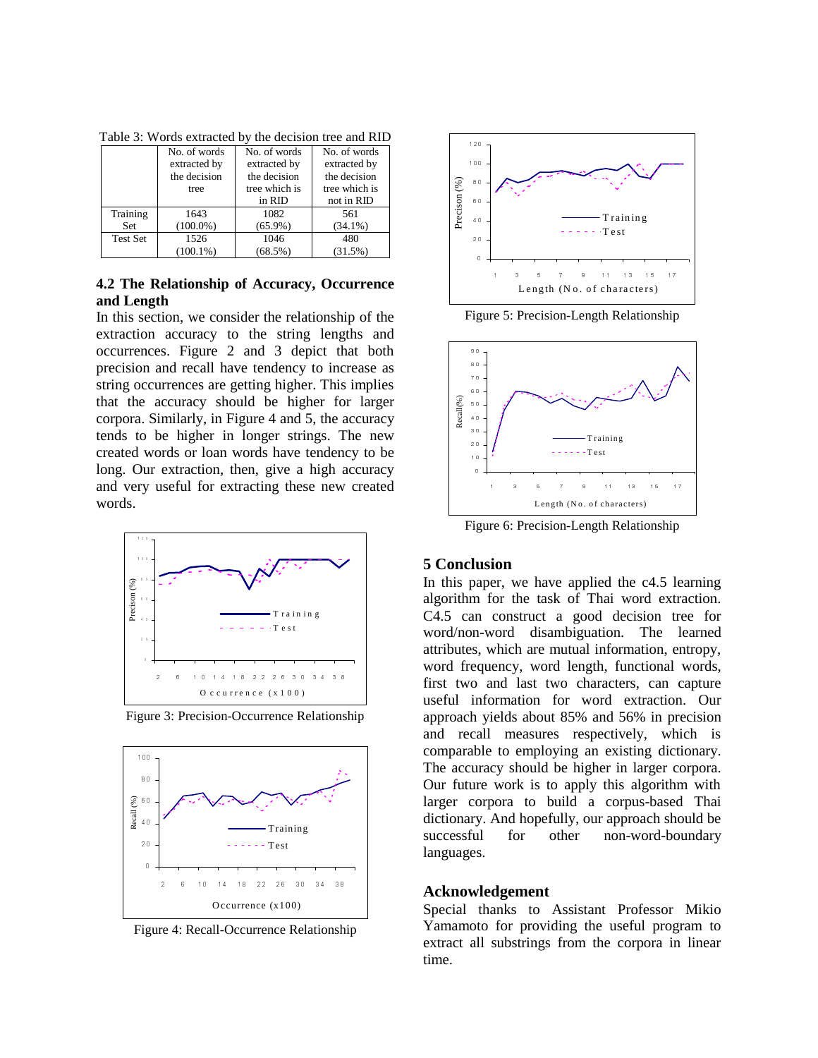Table 3: Words extracted by the decision tree and RID

| | No. of words extracted by the decision tree | No. of words extracted by the decision tree which is in RID | No. of words extracted by the decision tree which is not in RID |
|---|---|---|---|
| Training Set | 1643 (100.0%) | 1082 (65.9%) | 561 (34.1%) |
| Test Set | 1526 (100.1%) | 1046 (68.5%) | 480 (31.5%) |

### 4.2 The Relationship of Accuracy, Occurrence and Length

In this section, we consider the relationship of the extraction accuracy to the string lengths and occurrences. Figure 2 and 3 depict that both precision and recall have tendency to increase as string occurrences are getting higher. This implies that the accuracy should be higher for larger corpora. Similarly, in Figure 4 and 5, the accuracy tends to be higher in longer strings. The new created words or loan words have tendency to be long. Our extraction, then, give a high accuracy and very useful for extracting these new created words.

Figure 3: Precision-Occurrence Relationship

Figure 4: Recall-Occurrence Relationship

Figure 5: Precision-Length Relationship

Figure 6: Precision-Length Relationship

## 5 Conclusion

In this paper, we have applied the c4.5 learning algorithm for the task of Thai word extraction. C4.5 can construct a good decision tree for word/non-word disambiguation. The learned attributes, which are mutual information, entropy, word frequency, word length, functional words, first two and last two characters, can capture useful information for word extraction. Our approach yields about 85% and 56% in precision and recall measures respectively, which is comparable to employing an existing dictionary. The accuracy should be higher in larger corpora. Our future work is to apply this algorithm with larger corpora to build a corpus-based Thai dictionary. And hopefully, our approach should be successful for other non-word-boundary languages.

## Acknowledgement

Special thanks to Assistant Professor Mikio Yamamoto for providing the useful program to extract all substrings from the corpora in linear time.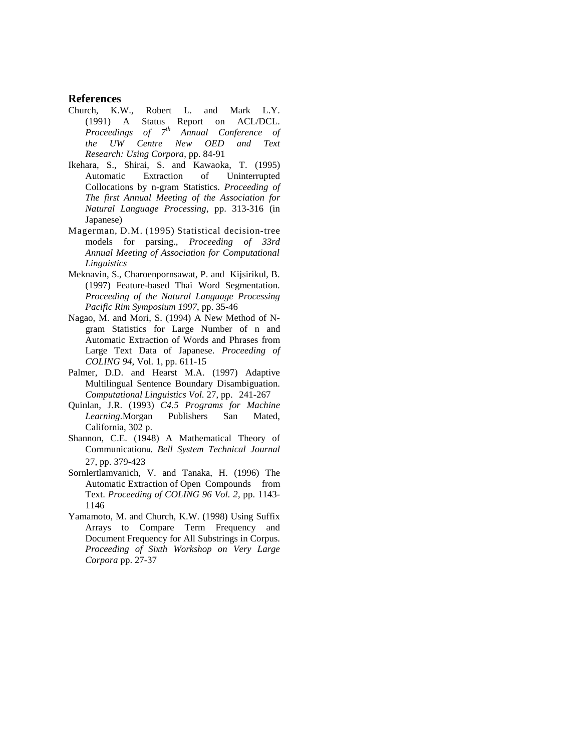## References

Church, K.W., Robert L. and Mark L.Y. (1991) A Status Report on ACL/DCL. *Proceedings of 7$^{th}$ Annual Conference of the UW Centre New OED and Text Research: Using Corpora*, pp. 84-91

Ikehara, S., Shirai, S. and Kawaoka, T. (1995) Automatic Extraction of Uninterrupted Collocations by n-gram Statistics. *Proceeding of The first Annual Meeting of the Association for Natural Language Processing*, pp. 313-316 (in Japanese)

Magerman, D.M. (1995) Statistical decision-tree models for parsing., *Proceeding of 33rd Annual Meeting of Association for Computational Linguistics*

Meknavin, S., Charoenpornsawat, P. and Kijsirikul, B. (1997) Feature-based Thai Word Segmentation. *Proceeding of the Natural Language Processing Pacific Rim Symposium 1997*, pp. 35-46

Nagao, M. and Mori, S. (1994) A New Method of N-gram Statistics for Large Number of n and Automatic Extraction of Words and Phrases from Large Text Data of Japanese. *Proceeding of COLING 94*, Vol. 1, pp. 611-15

Palmer, D.D. and Hearst M.A. (1997) Adaptive Multilingual Sentence Boundary Disambiguation. *Computational Linguistics Vol.* 27, pp. 241-267

Quinlan, J.R. (1993) *C4.5 Programs for Machine Learning.*Morgan Publishers San Mated, California, 302 p.

Shannon, C.E. (1948) A Mathematical Theory of Communication. *Bell System Technical Journal* 27, pp. 379-423

Sornlertlamvanich, V. and Tanaka, H. (1996) The Automatic Extraction of Open Compounds from Text. *Proceeding of COLING 96 Vol. 2*, pp. 1143-1146

Yamamoto, M. and Church, K.W. (1998) Using Suffix Arrays to Compare Term Frequency and Document Frequency for All Substrings in Corpus. *Proceeding of Sixth Workshop on Very Large Corpora* pp. 27-37